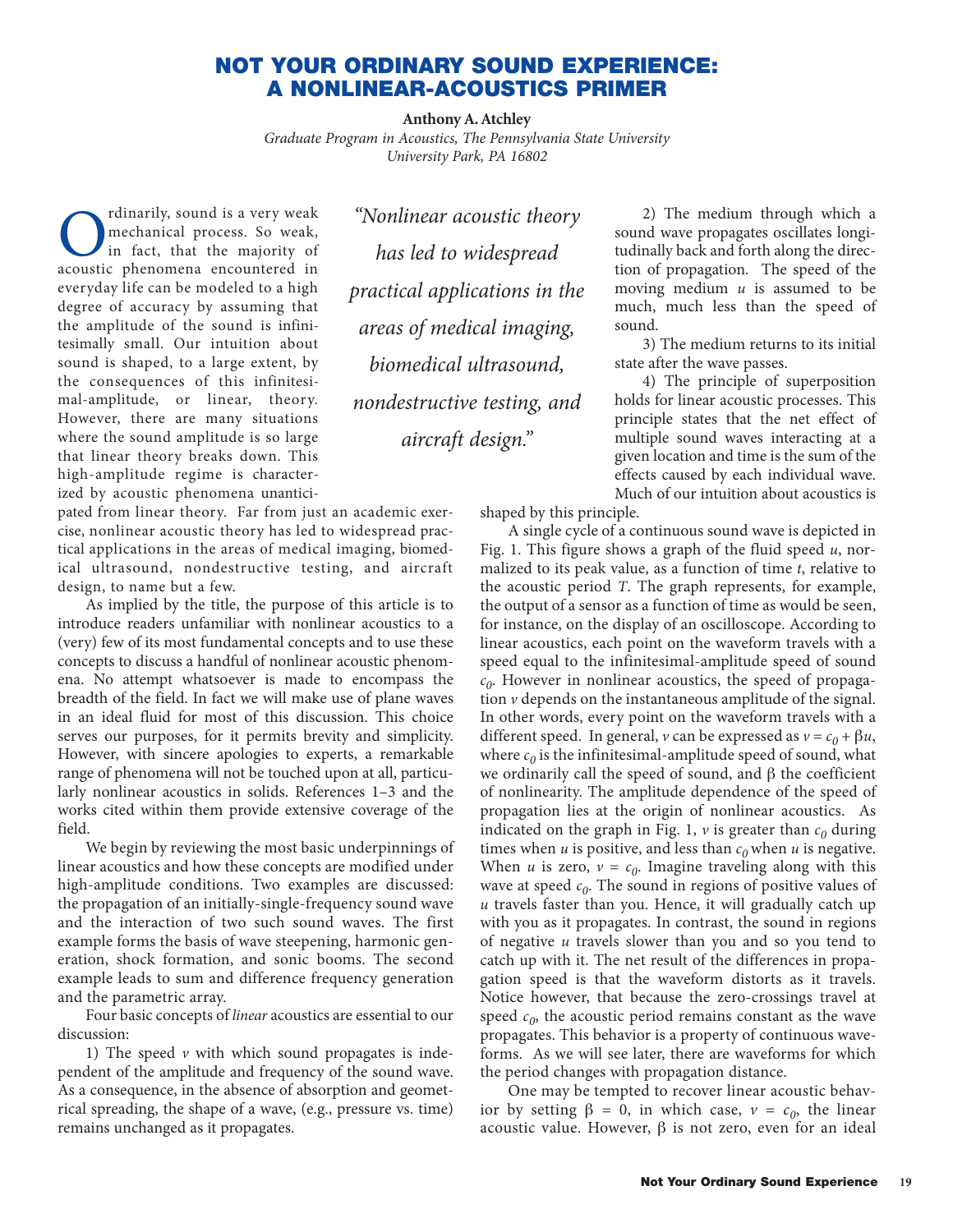# NOT YOUR ORDINARY SOUND EXPERIENCE: A NONLINEAR-ACOUSTICS PRIMER

**Anthony A. Atchley**

*Graduate Program in Acoustics, The Pennsylvania State University*
*University Park, PA 16802*

Ordinarily, sound is a very weak mechanical process. So weak, in fact, that the majority of acoustic phenomena encountered in everyday life can be modeled to a high degree of accuracy by assuming that the amplitude of the sound is infinitesimally small. Our intuition about sound is shaped, to a large extent, by the consequences of this infinitesimal-amplitude, or linear, theory. However, there are many situations where the sound amplitude is so large that linear theory breaks down. This high-amplitude regime is characterized by acoustic phenomena unanticipated from linear theory. Far from just an academic exercise, nonlinear acoustic theory has led to widespread practical applications in the areas of medical imaging, biomedical ultrasound, nondestructive testing, and aircraft design, to name but a few.

> *"Nonlinear acoustic theory has led to widespread practical applications in the areas of medical imaging, biomedical ultrasound, nondestructive testing, and aircraft design."*

As implied by the title, the purpose of this article is to introduce readers unfamiliar with nonlinear acoustics to a (very) few of its most fundamental concepts and to use these concepts to discuss a handful of nonlinear acoustic phenomena. No attempt whatsoever is made to encompass the breadth of the field. In fact we will make use of plane waves in an ideal fluid for most of this discussion. This choice serves our purposes, for it permits brevity and simplicity. However, with sincere apologies to experts, a remarkable range of phenomena will not be touched upon at all, particularly nonlinear acoustics in solids. References 1–3 and the works cited within them provide extensive coverage of the field.

We begin by reviewing the most basic underpinnings of linear acoustics and how these concepts are modified under high-amplitude conditions. Two examples are discussed: the propagation of an initially-single-frequency sound wave and the interaction of two such sound waves. The first example forms the basis of wave steepening, harmonic generation, shock formation, and sonic booms. The second example leads to sum and difference frequency generation and the parametric array.

Four basic concepts of *linear* acoustics are essential to our discussion:

1) The speed $v$ with which sound propagates is independent of the amplitude and frequency of the sound wave. As a consequence, in the absence of absorption and geometrical spreading, the shape of a wave, (e.g., pressure vs. time) remains unchanged as it propagates.

2) The medium through which a sound wave propagates oscillates longitudinally back and forth along the direction of propagation. The speed of the moving medium $u$ is assumed to be much, much less than the speed of sound.

3) The medium returns to its initial state after the wave passes.

4) The principle of superposition holds for linear acoustic processes. This principle states that the net effect of multiple sound waves interacting at a given location and time is the sum of the effects caused by each individual wave. Much of our intuition about acoustics is shaped by this principle.

A single cycle of a continuous sound wave is depicted in Fig. 1. This figure shows a graph of the fluid speed $u$, normalized to its peak value, as a function of time $t$, relative to the acoustic period $T$. The graph represents, for example, the output of a sensor as a function of time as would be seen, for instance, on the display of an oscilloscope. According to linear acoustics, each point on the waveform travels with a speed equal to the infinitesimal-amplitude speed of sound $c_0$. However in nonlinear acoustics, the speed of propagation $v$ depends on the instantaneous amplitude of the signal. In other words, every point on the waveform travels with a different speed. In general, $v$ can be expressed as $v = c_0 + \beta u$, where $c_0$ is the infinitesimal-amplitude speed of sound, what we ordinarily call the speed of sound, and $\beta$ the coefficient of nonlinearity. The amplitude dependence of the speed of propagation lies at the origin of nonlinear acoustics. As indicated on the graph in Fig. 1, $v$ is greater than $c_0$ during times when $u$ is positive, and less than $c_0$ when $u$ is negative. When $u$ is zero, $v = c_0$. Imagine traveling along with this wave at speed $c_0$. The sound in regions of positive values of $u$ travels faster than you. Hence, it will gradually catch up with you as it propagates. In contrast, the sound in regions of negative $u$ travels slower than you and so you tend to catch up with it. The net result of the differences in propagation speed is that the waveform distorts as it travels. Notice however, that because the zero-crossings travel at speed $c_0$, the acoustic period remains constant as the wave propagates. This behavior is a property of continuous waveforms. As we will see later, there are waveforms for which the period changes with propagation distance.

One may be tempted to recover linear acoustic behavior by setting $\beta = 0$, in which case, $v = c_0$, the linear acoustic value. However, $\beta$ is not zero, even for an ideal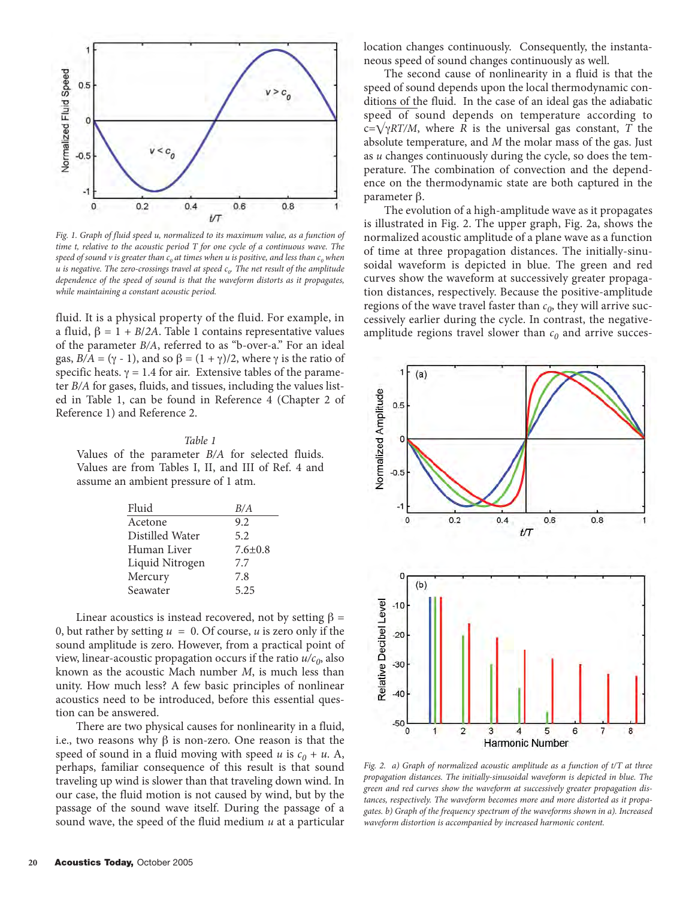Fig. 1. Graph of fluid speed $u$, normalized to its maximum value, as a function of time $t$, relative to the acoustic period $T$ for one cycle of a continuous wave. The speed of sound $v$ is greater than $c_0$ at times when $u$ is positive, and less than $c_0$ when $u$ is negative. The zero-crossings travel at speed $c_0$. The net result of the amplitude dependence of the speed of sound is that the waveform distorts as it propagates, while maintaining a constant acoustic period.

fluid. It is a physical property of the fluid. For example, in a fluid, $\beta = 1 + B/2A$. Table 1 contains representative values of the parameter $B/A$, referred to as "b-over-a." For an ideal gas, $B/A = (\gamma - 1)$, and so $\beta = (1 + \gamma)/2$, where $\gamma$ is the ratio of specific heats. $\gamma = 1.4$ for air. Extensive tables of the parameter $B/A$ for gases, fluids, and tissues, including the values listed in Table 1, can be found in Reference 4 (Chapter 2 of Reference 1) and Reference 2.

*Table 1*

Values of the parameter $B/A$ for selected fluids. Values are from Tables I, II, and III of Ref. 4 and assume an ambient pressure of 1 atm.

| Fluid | $B/A$ |
|---|---|
| Acetone | 9.2 |
| Distilled Water | 5.2 |
| Human Liver | 7.6±0.8 |
| Liquid Nitrogen | 7.7 |
| Mercury | 7.8 |
| Seawater | 5.25 |

Linear acoustics is instead recovered, not by setting $\beta = 0$, but rather by setting $u = 0$. Of course, $u$ is zero only if the sound amplitude is zero. However, from a practical point of view, linear-acoustic propagation occurs if the ratio $u/c_0$, also known as the acoustic Mach number $M$, is much less than unity. How much less? A few basic principles of nonlinear acoustics need to be introduced, before this essential question can be answered.

There are two physical causes for nonlinearity in a fluid, i.e., two reasons why $\beta$ is non-zero. One reason is that the speed of sound in a fluid moving with speed $u$ is $c_0 + u$. A, perhaps, familiar consequence of this result is that sound traveling up wind is slower than that traveling down wind. In our case, the fluid motion is not caused by wind, but by the passage of the sound wave itself. During the passage of a sound wave, the speed of the fluid medium $u$ at a particular location changes continuously. Consequently, the instantaneous speed of sound changes continuously as well.

The second cause of nonlinearity in a fluid is that the speed of sound depends upon the local thermodynamic conditions of the fluid. In the case of an ideal gas the adiabatic speed of sound depends on temperature according to $c=\sqrt{\gamma RT/M}$, where $R$ is the universal gas constant, $T$ the absolute temperature, and $M$ the molar mass of the gas. Just as $u$ changes continuously during the cycle, so does the temperature. The combination of convection and the dependence on the thermodynamic state are both captured in the parameter $\beta$.

The evolution of a high-amplitude wave as it propagates is illustrated in Fig. 2. The upper graph, Fig. 2a, shows the normalized acoustic amplitude of a plane wave as a function of time at three propagation distances. The initially-sinusoidal waveform is depicted in blue. The green and red curves show the waveform at successively greater propagation distances, respectively. Because the positive-amplitude regions of the wave travel faster than $c_0$, they will arrive successively earlier during the cycle. In contrast, the negative-amplitude regions travel slower than $c_0$ and arrive succes-

Fig. 2. a) Graph of normalized acoustic amplitude as a function of $t/T$ at three propagation distances. The initially-sinusoidal waveform is depicted in blue. The green and red curves show the waveform at successively greater propagation distances, respectively. The waveform becomes more and more distorted as it propagates. b) Graph of the frequency spectrum of the waveforms shown in a). Increased waveform distortion is accompanied by increased harmonic content.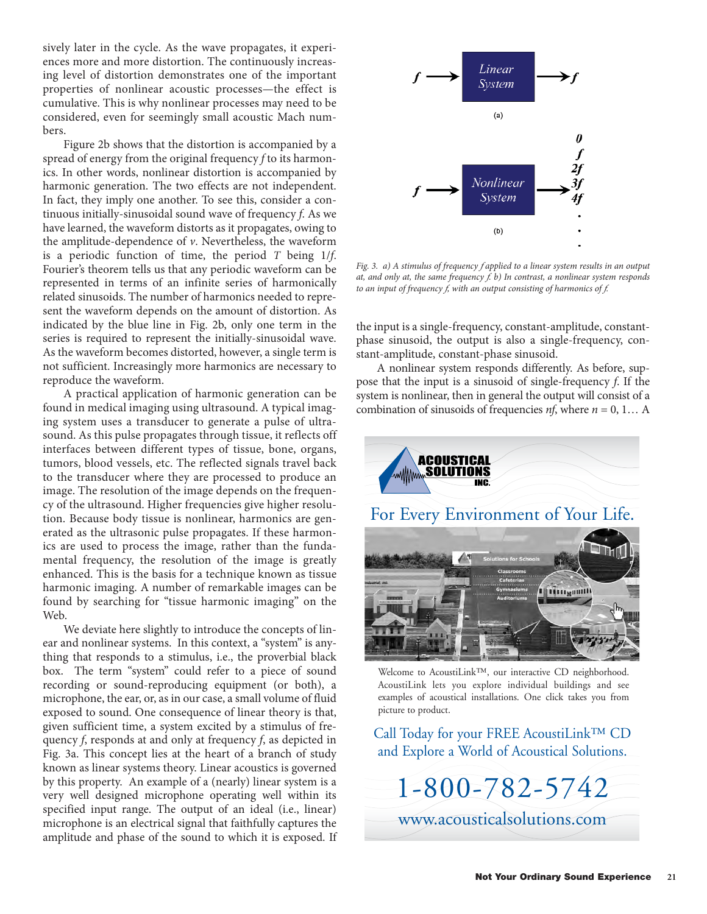sively later in the cycle. As the wave propagates, it experiences more and more distortion. The continuously increasing level of distortion demonstrates one of the important properties of nonlinear acoustic processes—the effect is cumulative. This is why nonlinear processes may need to be considered, even for seemingly small acoustic Mach numbers.

Figure 2b shows that the distortion is accompanied by a spread of energy from the original frequency $f$ to its harmonics. In other words, nonlinear distortion is accompanied by harmonic generation. The two effects are not independent. In fact, they imply one another. To see this, consider a continuous initially-sinusoidal sound wave of frequency $f$. As we have learned, the waveform distorts as it propagates, owing to the amplitude-dependence of $v$. Nevertheless, the waveform is a periodic function of time, the period $T$ being $1/f$. Fourier's theorem tells us that any periodic waveform can be represented in terms of an infinite series of harmonically related sinusoids. The number of harmonics needed to represent the waveform depends on the amount of distortion. As indicated by the blue line in Fig. 2b, only one term in the series is required to represent the initially-sinusoidal wave. As the waveform becomes distorted, however, a single term is not sufficient. Increasingly more harmonics are necessary to reproduce the waveform.

A practical application of harmonic generation can be found in medical imaging using ultrasound. A typical imaging system uses a transducer to generate a pulse of ultrasound. As this pulse propagates through tissue, it reflects off interfaces between different types of tissue, bone, organs, tumors, blood vessels, etc. The reflected signals travel back to the transducer where they are processed to produce an image. The resolution of the image depends on the frequency of the ultrasound. Higher frequencies give higher resolution. Because body tissue is nonlinear, harmonics are generated as the ultrasonic pulse propagates. If these harmonics are used to process the image, rather than the fundamental frequency, the resolution of the image is greatly enhanced. This is the basis for a technique known as tissue harmonic imaging. A number of remarkable images can be found by searching for "tissue harmonic imaging" on the Web.

We deviate here slightly to introduce the concepts of linear and nonlinear systems. In this context, a "system" is anything that responds to a stimulus, i.e., the proverbial black box. The term "system" could refer to a piece of sound recording or sound-reproducing equipment (or both), a microphone, the ear, or, as in our case, a small volume of fluid exposed to sound. One consequence of linear theory is that, given sufficient time, a system excited by a stimulus of frequency $f$, responds at and only at frequency $f$, as depicted in Fig. 3a. This concept lies at the heart of a branch of study known as linear systems theory. Linear acoustics is governed by this property. An example of a (nearly) linear system is a very well designed microphone operating well within its specified input range. The output of an ideal (i.e., linear) microphone is an electrical signal that faithfully captures the amplitude and phase of the sound to which it is exposed. If the input is a single-frequency, constant-amplitude, constant-phase sinusoid, the output is also a single-frequency, constant-amplitude, constant-phase sinusoid.

$f \rightarrow$ Linear System $\rightarrow f$

(a)

$f \rightarrow$ Nonlinear System $\rightarrow 0, f, 2f, 3f, 4f, \ldots$

(b)

*Fig. 3. a) A stimulus of frequency $f$ applied to a linear system results in an output at, and only at, the same frequency $f$. b) In contrast, a nonlinear system responds to an input of frequency $f$, with an output consisting of harmonics of $f$.*

A nonlinear system responds differently. As before, suppose that the input is a sinusoid of single-frequency $f$. If the system is nonlinear, then in general the output will consist of a combination of sinusoids of frequencies $nf$, where $n = 0, 1\ldots$ A

ACOUSTICAL SOLUTIONS INC.

For Every Environment of Your Life.

Welcome to AcoustiLink™, our interactive CD neighborhood. AcoustiLink lets you explore individual buildings and see examples of acoustical installations. One click takes you from picture to product.

Call Today for your FREE AcoustiLink™ CD and Explore a World of Acoustical Solutions.

1-800-782-5742

www.acousticalsolutions.com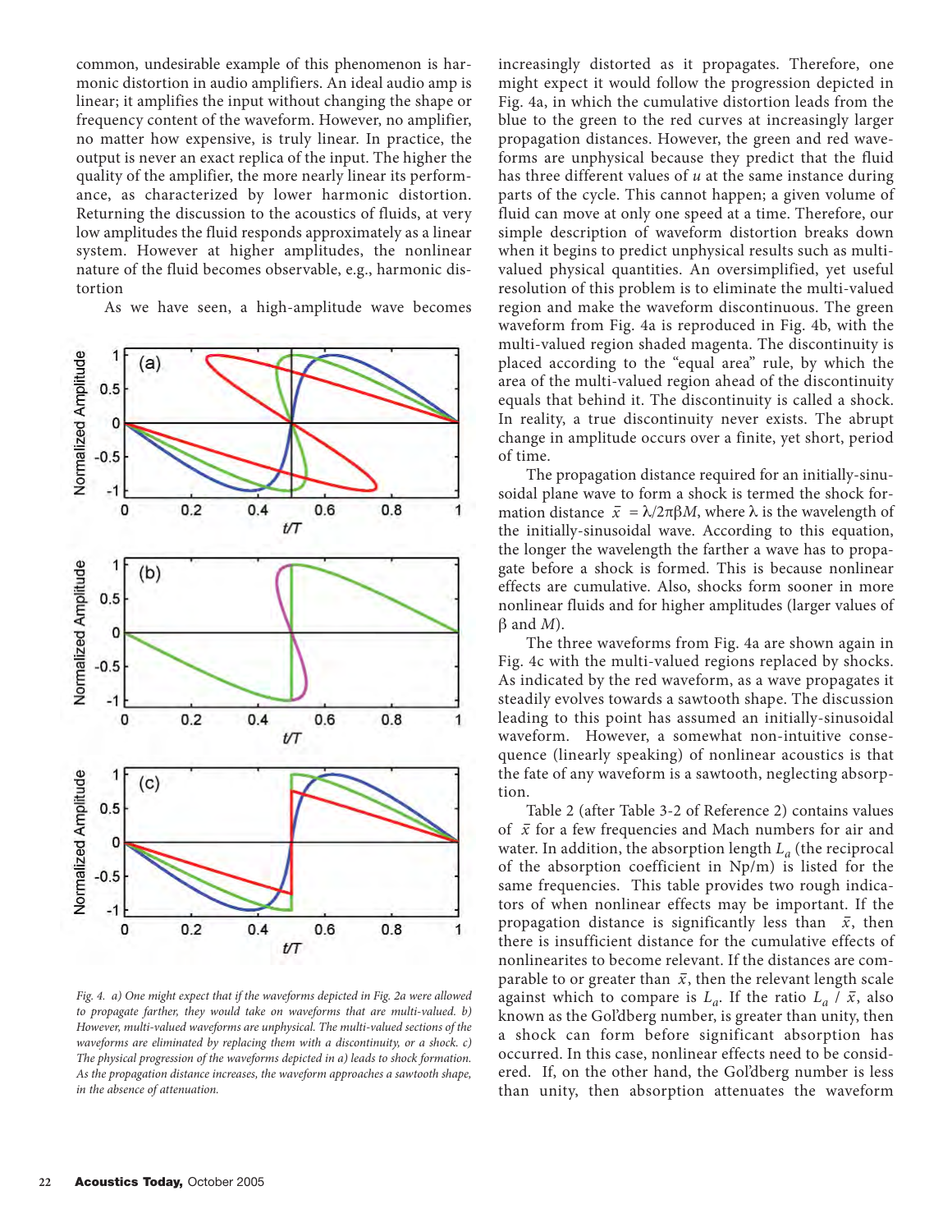common, undesirable example of this phenomenon is harmonic distortion in audio amplifiers. An ideal audio amp is linear; it amplifies the input without changing the shape or frequency content of the waveform. However, no amplifier, no matter how expensive, is truly linear. In practice, the output is never an exact replica of the input. The higher the quality of the amplifier, the more nearly linear its performance, as characterized by lower harmonic distortion. Returning the discussion to the acoustics of fluids, at very low amplitudes the fluid responds approximately as a linear system. However at higher amplitudes, the nonlinear nature of the fluid becomes observable, e.g., harmonic distortion

As we have seen, a high-amplitude wave becomes increasingly distorted as it propagates. Therefore, one might expect it would follow the progression depicted in Fig. 4a, in which the cumulative distortion leads from the blue to the green to the red curves at increasingly larger propagation distances. However, the green and red waveforms are unphysical because they predict that the fluid has three different values of $u$ at the same instance during parts of the cycle. This cannot happen; a given volume of fluid can move at only one speed at a time. Therefore, our simple description of waveform distortion breaks down when it begins to predict unphysical results such as multi-valued physical quantities. An oversimplified, yet useful resolution of this problem is to eliminate the multi-valued region and make the waveform discontinuous. The green waveform from Fig. 4a is reproduced in Fig. 4b, with the multi-valued region shaded magenta. The discontinuity is placed according to the "equal area" rule, by which the area of the multi-valued region ahead of the discontinuity equals that behind it. The discontinuity is called a shock. In reality, a true discontinuity never exists. The abrupt change in amplitude occurs over a finite, yet short, period of time.

*Fig. 4. a) One might expect that if the waveforms depicted in Fig. 2a were allowed to propagate farther, they would take on waveforms that are multi-valued. b) However, multi-valued waveforms are unphysical. The multi-valued sections of the waveforms are eliminated by replacing them with a discontinuity, or a shock. c) The physical progression of the waveforms depicted in a) leads to shock formation. As the propagation distance increases, the waveform approaches a sawtooth shape, in the absence of attenuation.*

The propagation distance required for an initially-sinusoidal plane wave to form a shock is termed the shock formation distance $\bar{x} = \lambda/2\pi\beta M$, where $\lambda$ is the wavelength of the initially-sinusoidal wave. According to this equation, the longer the wavelength the farther a wave has to propagate before a shock is formed. This is because nonlinear effects are cumulative. Also, shocks form sooner in more nonlinear fluids and for higher amplitudes (larger values of $\beta$ and $M$).

The three waveforms from Fig. 4a are shown again in Fig. 4c with the multi-valued regions replaced by shocks. As indicated by the red waveform, as a wave propagates it steadily evolves towards a sawtooth shape. The discussion leading to this point has assumed an initially-sinusoidal waveform. However, a somewhat non-intuitive consequence (linearly speaking) of nonlinear acoustics is that the fate of any waveform is a sawtooth, neglecting absorption.

Table 2 (after Table 3-2 of Reference 2) contains values of $\bar{x}$ for a few frequencies and Mach numbers for air and water. In addition, the absorption length $L_a$ (the reciprocal of the absorption coefficient in Np/m) is listed for the same frequencies. This table provides two rough indicators of when nonlinear effects may be important. If the propagation distance is significantly less than $\bar{x}$, then there is insufficient distance for the cumulative effects of nonlinearites to become relevant. If the distances are comparable to or greater than $\bar{x}$, then the relevant length scale against which to compare is $L_a$. If the ratio $L_a / \bar{x}$, also known as the Gol'dberg number, is greater than unity, then a shock can form before significant absorption has occurred. In this case, nonlinear effects need to be considered. If, on the other hand, the Gol'dberg number is less than unity, then absorption attenuates the waveform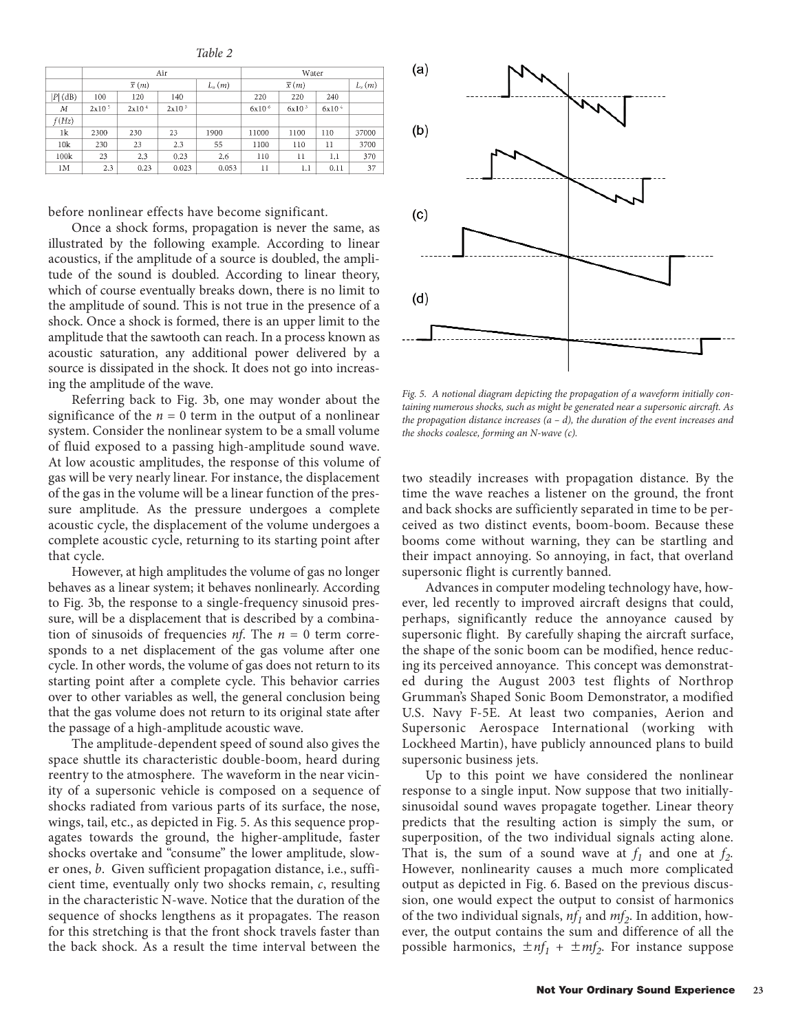*Table 2*

| | Air | | | | Water | | | |
|---|---|---|---|---|---|---|---|---|
| | $\bar{x}$ (m) | | | $L_a$ (m) | $\bar{x}$ (m) | | | $L_s$ (m) |
| $\|P\|$ (dB) | 100 | 120 | 140 | | 220 | 220 | 240 | |
| $M$ | $2\mathrm{x}10^{-5}$ | $2\mathrm{x}10^{-4}$ | $2\mathrm{x}10^{-3}$ | | $6\mathrm{x}10^{-6}$ | $6\mathrm{x}10^{-5}$ | $6\mathrm{x}10^{-4}$ | |
| $f$ (Hz) | | | | | | | | |
| 1k | 2300 | 230 | 23 | 1900 | 11000 | 1100 | 110 | 37000 |
| 10k | 230 | 23 | 2.3 | 55 | 1100 | 110 | 11 | 3700 |
| 100k | 23 | 2.3 | 0.23 | 2.6 | 110 | 11 | 1.1 | 370 |
| 1M | 2.3 | 0.23 | 0.023 | 0.053 | 11 | 1.1 | 0.11 | 37 |

before nonlinear effects have become significant.

Once a shock forms, propagation is never the same, as illustrated by the following example. According to linear acoustics, if the amplitude of a source is doubled, the amplitude of the sound is doubled. According to linear theory, which of course eventually breaks down, there is no limit to the amplitude of sound. This is not true in the presence of a shock. Once a shock is formed, there is an upper limit to the amplitude that the sawtooth can reach. In a process known as acoustic saturation, any additional power delivered by a source is dissipated in the shock. It does not go into increasing the amplitude of the wave.

Referring back to Fig. 3b, one may wonder about the significance of the $n = 0$ term in the output of a nonlinear system. Consider the nonlinear system to be a small volume of fluid exposed to a passing high-amplitude sound wave. At low acoustic amplitudes, the response of this volume of gas will be very nearly linear. For instance, the displacement of the gas in the volume will be a linear function of the pressure amplitude. As the pressure undergoes a complete acoustic cycle, the displacement of the volume undergoes a complete acoustic cycle, returning to its starting point after that cycle.

However, at high amplitudes the volume of gas no longer behaves as a linear system; it behaves nonlinearly. According to Fig. 3b, the response to a single-frequency sinusoid pressure, will be a displacement that is described by a combination of sinusoids of frequencies $nf$. The $n = 0$ term corresponds to a net displacement of the gas volume after one cycle. In other words, the volume of gas does not return to its starting point after a complete cycle. This behavior carries over to other variables as well, the general conclusion being that the gas volume does not return to its original state after the passage of a high-amplitude acoustic wave.

The amplitude-dependent speed of sound also gives the space shuttle its characteristic double-boom, heard during reentry to the atmosphere. The waveform in the near vicinity of a supersonic vehicle is composed on a sequence of shocks radiated from various parts of its surface, the nose, wings, tail, etc., as depicted in Fig. 5. As this sequence propagates towards the ground, the higher-amplitude, faster shocks overtake and "consume" the lower amplitude, slower ones, *b*. Given sufficient propagation distance, i.e., sufficient time, eventually only two shocks remain, *c*, resulting in the characteristic N-wave. Notice that the duration of the sequence of shocks lengthens as it propagates. The reason for this stretching is that the front shock travels faster than the back shock. As a result the time interval between the two steadily increases with propagation distance. By the time the wave reaches a listener on the ground, the front and back shocks are sufficiently separated in time to be perceived as two distinct events, boom-boom. Because these booms come without warning, they can be startling and their impact annoying. So annoying, in fact, that overland supersonic flight is currently banned.

*Fig. 5. A notional diagram depicting the propagation of a waveform initially containing numerous shocks, such as might be generated near a supersonic aircraft. As the propagation distance increases (a – d), the duration of the event increases and the shocks coalesce, forming an N-wave (c).*

Advances in computer modeling technology have, however, led recently to improved aircraft designs that could, perhaps, significantly reduce the annoyance caused by supersonic flight. By carefully shaping the aircraft surface, the shape of the sonic boom can be modified, hence reducing its perceived annoyance. This concept was demonstrated during the August 2003 test flights of Northrop Grumman's Shaped Sonic Boom Demonstrator, a modified U.S. Navy F-5E. At least two companies, Aerion and Supersonic Aerospace International (working with Lockheed Martin), have publicly announced plans to build supersonic business jets.

Up to this point we have considered the nonlinear response to a single input. Now suppose that two initially-sinusoidal sound waves propagate together. Linear theory predicts that the resulting action is simply the sum, or superposition, of the two individual signals acting alone. That is, the sum of a sound wave at $f_1$ and one at $f_2$. However, nonlinearity causes a much more complicated output as depicted in Fig. 6. Based on the previous discussion, one would expect the output to consist of harmonics of the two individual signals, $nf_1$ and $mf_2$. In addition, however, the output contains the sum and difference of all the possible harmonics, $\pm nf_1 + \pm mf_2$. For instance suppose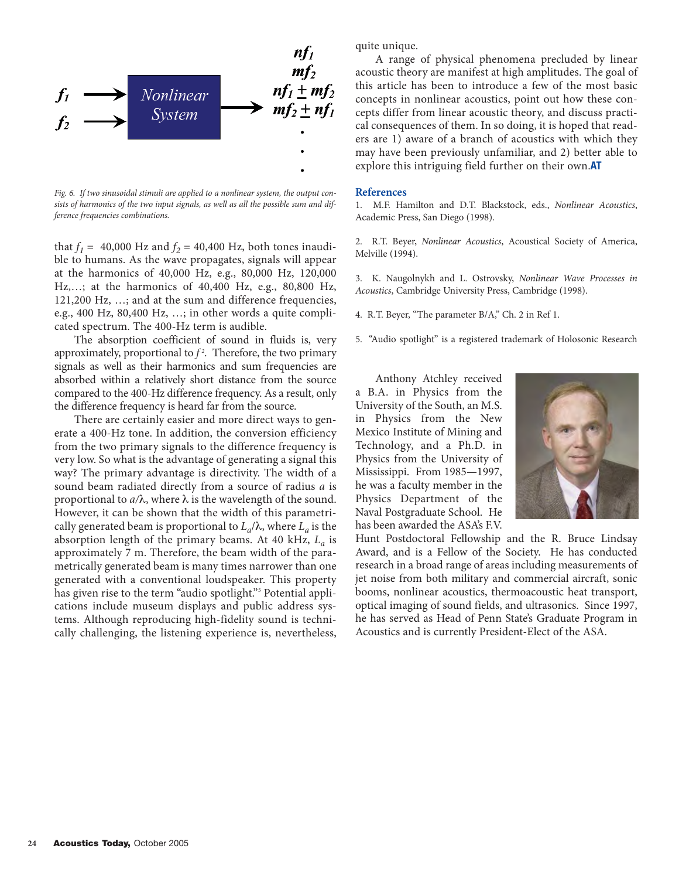$f_1$

$f_2$

Nonlinear System

$nf_1$

$mf_2$

$nf_1 \pm mf_2$

$mf_2 \pm nf_1$

*Fig. 6. If two sinusoidal stimuli are applied to a nonlinear system, the output consists of harmonics of the two input signals, as well as all the possible sum and difference frequencies combinations.*

that $f_1$ = 40,000 Hz and $f_2$ = 40,400 Hz, both tones inaudible to humans. As the wave propagates, signals will appear at the harmonics of 40,000 Hz, e.g., 80,000 Hz, 120,000 Hz,…; at the harmonics of 40,400 Hz, e.g., 80,800 Hz, 121,200 Hz, …; and at the sum and difference frequencies, e.g., 400 Hz, 80,400 Hz, …; in other words a quite complicated spectrum. The 400-Hz term is audible.

The absorption coefficient of sound in fluids is, very approximately, proportional to $f^2$. Therefore, the two primary signals as well as their harmonics and sum frequencies are absorbed within a relatively short distance from the source compared to the 400-Hz difference frequency. As a result, only the difference frequency is heard far from the source.

There are certainly easier and more direct ways to generate a 400-Hz tone. In addition, the conversion efficiency from the two primary signals to the difference frequency is very low. So what is the advantage of generating a signal this way? The primary advantage is directivity. The width of a sound beam radiated directly from a source of radius $a$ is proportional to $a/\lambda$, where $\lambda$ is the wavelength of the sound. However, it can be shown that the width of this parametrically generated beam is proportional to $L_a/\lambda$, where $L_a$ is the absorption length of the primary beams. At 40 kHz, $L_a$ is approximately 7 m. Therefore, the beam width of the parametrically generated beam is many times narrower than one generated with a conventional loudspeaker. This property has given rise to the term "audio spotlight."[5] Potential applications include museum displays and public address systems. Although reproducing high-fidelity sound is technically challenging, the listening experience is, nevertheless, quite unique.

A range of physical phenomena precluded by linear acoustic theory are manifest at high amplitudes. The goal of this article has been to introduce a few of the most basic concepts in nonlinear acoustics, point out how these concepts differ from linear acoustic theory, and discuss practical consequences of them. In so doing, it is hoped that readers are 1) aware of a branch of acoustics with which they may have been previously unfamiliar, and 2) better able to explore this intriguing field further on their own. **AT**

## References

1. M.F. Hamilton and D.T. Blackstock, eds., *Nonlinear Acoustics*, Academic Press, San Diego (1998).

2. R.T. Beyer, *Nonlinear Acoustics*, Acoustical Society of America, Melville (1994).

3. K. Naugolnykh and L. Ostrovsky, *Nonlinear Wave Processes in Acoustics*, Cambridge University Press, Cambridge (1998).

4. R.T. Beyer, "The parameter B/A," Ch. 2 in Ref 1.

5. "Audio spotlight" is a registered trademark of Holosonic Research

Anthony Atchley received a B.A. in Physics from the University of the South, an M.S. in Physics from the New Mexico Institute of Mining and Technology, and a Ph.D. in Physics from the University of Mississippi. From 1985—1997, he was a faculty member in the Physics Department of the Naval Postgraduate School. He has been awarded the ASA's F.V. Hunt Postdoctoral Fellowship and the R. Bruce Lindsay Award, and is a Fellow of the Society. He has conducted research in a broad range of areas including measurements of jet noise from both military and commercial aircraft, sonic booms, nonlinear acoustics, thermoacoustic heat transport, optical imaging of sound fields, and ultrasonics. Since 1997, he has served as Head of Penn State's Graduate Program in Acoustics and is currently President-Elect of the ASA.